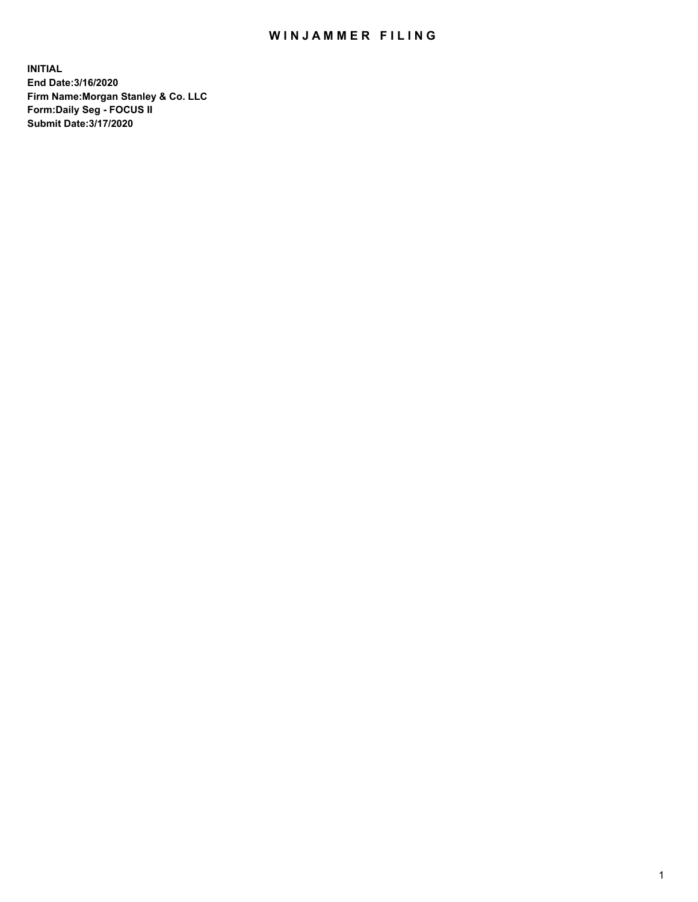# WINJAMMER FILING

**INITIAL**
**End Date:3/16/2020**
**Firm Name:Morgan Stanley & Co. LLC**
**Form:Daily Seg - FOCUS II**
**Submit Date:3/17/2020**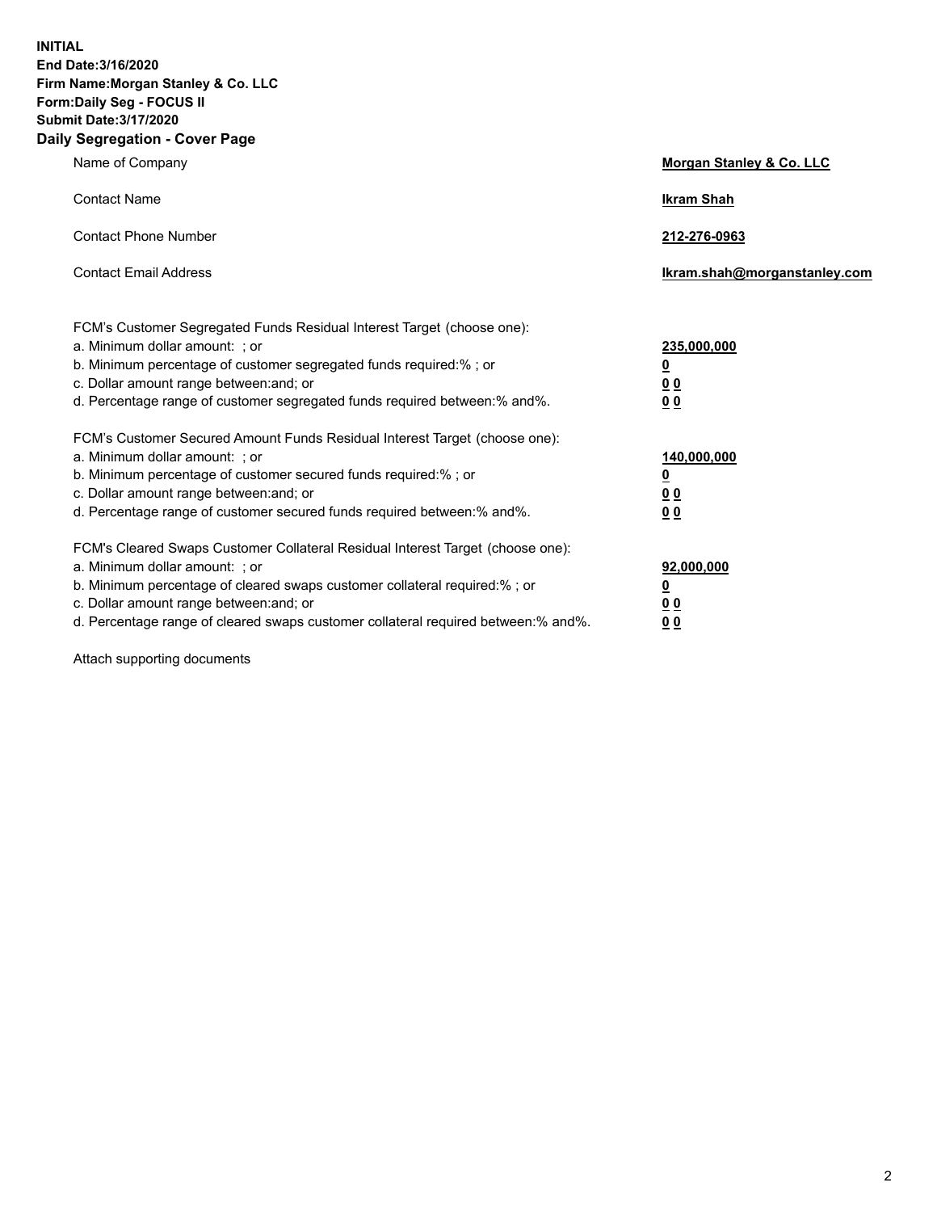**INITIAL**
**End Date:3/16/2020**
**Firm Name:Morgan Stanley & Co. LLC**
**Form:Daily Seg - FOCUS II**
**Submit Date:3/17/2020**
**Daily Segregation - Cover Page**

| | |
|---|---|
| Name of Company | **Morgan Stanley & Co. LLC** |
| Contact Name | **Ikram Shah** |
| Contact Phone Number | **212-276-0963** |
| Contact Email Address | **Ikram.shah@morganstanley.com** |

| | |
|---|---|
| FCM's Customer Segregated Funds Residual Interest Target (choose one): | |
| a. Minimum dollar amount: ; or | **235,000,000** |
| b. Minimum percentage of customer segregated funds required:% ; or | **0** |
| c. Dollar amount range between:and; or | **0 0** |
| d. Percentage range of customer segregated funds required between:% and%. | **0 0** |
| FCM's Customer Secured Amount Funds Residual Interest Target (choose one): | |
| a. Minimum dollar amount: ; or | **140,000,000** |
| b. Minimum percentage of customer secured funds required:% ; or | **0** |
| c. Dollar amount range between:and; or | **0 0** |
| d. Percentage range of customer secured funds required between:% and%. | **0 0** |
| FCM's Cleared Swaps Customer Collateral Residual Interest Target (choose one): | |
| a. Minimum dollar amount: ; or | **92,000,000** |
| b. Minimum percentage of cleared swaps customer collateral required:% ; or | **0** |
| c. Dollar amount range between:and; or | **0 0** |
| d. Percentage range of cleared swaps customer collateral required between:% and%. | **0 0** |

Attach supporting documents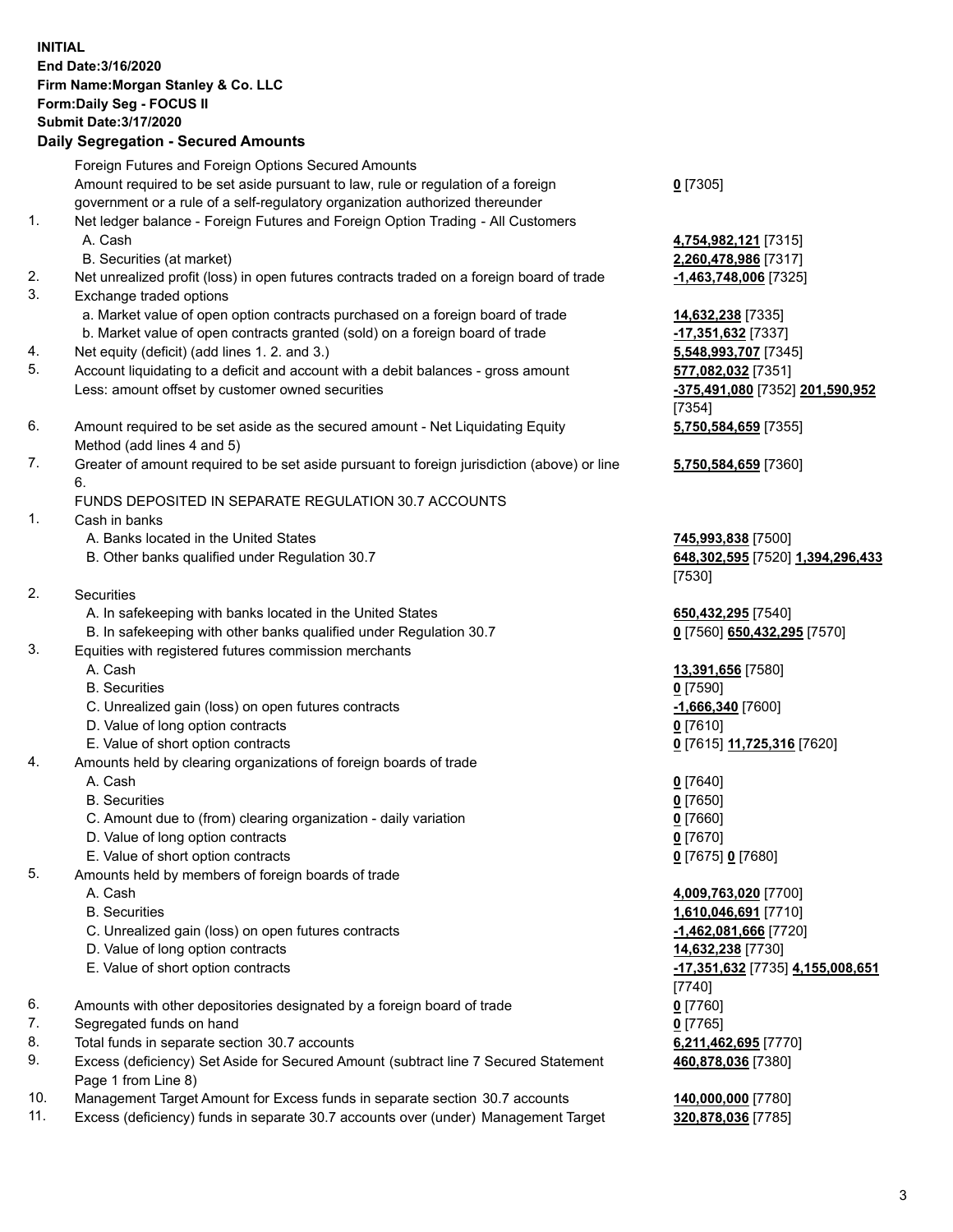**INITIAL**
**End Date:3/16/2020**
**Firm Name:Morgan Stanley & Co. LLC**
**Form:Daily Seg - FOCUS II**
**Submit Date:3/17/2020**

### Daily Segregation - Secured Amounts

| | | |
|---|---|---|
| | Foreign Futures and Foreign Options Secured Amounts | |
| | Amount required to be set aside pursuant to law, rule or regulation of a foreign government or a rule of a self-regulatory organization authorized thereunder | **0** [7305] |
| 1. | Net ledger balance - Foreign Futures and Foreign Option Trading - All Customers | |
| | A. Cash | **4,754,982,121** [7315] |
| | B. Securities (at market) | **2,260,478,986** [7317] |
| 2. | Net unrealized profit (loss) in open futures contracts traded on a foreign board of trade | **-1,463,748,006** [7325] |
| 3. | Exchange traded options | |
| | a. Market value of open option contracts purchased on a foreign board of trade | **14,632,238** [7335] |
| | b. Market value of open contracts granted (sold) on a foreign board of trade | **-17,351,632** [7337] |
| 4. | Net equity (deficit) (add lines 1. 2. and 3.) | **5,548,993,707** [7345] |
| 5. | Account liquidating to a deficit and account with a debit balances - gross amount | **577,082,032** [7351] |
| | Less: amount offset by customer owned securities | **-375,491,080** [7352] **201,590,952** [7354] |
| 6. | Amount required to be set aside as the secured amount - Net Liquidating Equity Method (add lines 4 and 5) | **5,750,584,659** [7355] |
| 7. | Greater of amount required to be set aside pursuant to foreign jurisdiction (above) or line 6. | **5,750,584,659** [7360] |
| | FUNDS DEPOSITED IN SEPARATE REGULATION 30.7 ACCOUNTS | |
| 1. | Cash in banks | |
| | A. Banks located in the United States | **745,993,838** [7500] |
| | B. Other banks qualified under Regulation 30.7 | **648,302,595** [7520] **1,394,296,433** [7530] |
| 2. | Securities | |
| | A. In safekeeping with banks located in the United States | **650,432,295** [7540] |
| | B. In safekeeping with other banks qualified under Regulation 30.7 | **0** [7560] **650,432,295** [7570] |
| 3. | Equities with registered futures commission merchants | |
| | A. Cash | **13,391,656** [7580] |
| | B. Securities | **0** [7590] |
| | C. Unrealized gain (loss) on open futures contracts | **-1,666,340** [7600] |
| | D. Value of long option contracts | **0** [7610] |
| | E. Value of short option contracts | **0** [7615] **11,725,316** [7620] |
| 4. | Amounts held by clearing organizations of foreign boards of trade | |
| | A. Cash | **0** [7640] |
| | B. Securities | **0** [7650] |
| | C. Amount due to (from) clearing organization - daily variation | **0** [7660] |
| | D. Value of long option contracts | **0** [7670] |
| | E. Value of short option contracts | **0** [7675] **0** [7680] |
| 5. | Amounts held by members of foreign boards of trade | |
| | A. Cash | **4,009,763,020** [7700] |
| | B. Securities | **1,610,046,691** [7710] |
| | C. Unrealized gain (loss) on open futures contracts | **-1,462,081,666** [7720] |
| | D. Value of long option contracts | **14,632,238** [7730] |
| | E. Value of short option contracts | **-17,351,632** [7735] **4,155,008,651** [7740] |
| 6. | Amounts with other depositories designated by a foreign board of trade | **0** [7760] |
| 7. | Segregated funds on hand | **0** [7765] |
| 8. | Total funds in separate section 30.7 accounts | **6,211,462,695** [7770] |
| 9. | Excess (deficiency) Set Aside for Secured Amount (subtract line 7 Secured Statement Page 1 from Line 8) | **460,878,036** [7380] |
| 10. | Management Target Amount for Excess funds in separate section 30.7 accounts | **140,000,000** [7780] |
| 11. | Excess (deficiency) funds in separate 30.7 accounts over (under) Management Target | **320,878,036** [7785] |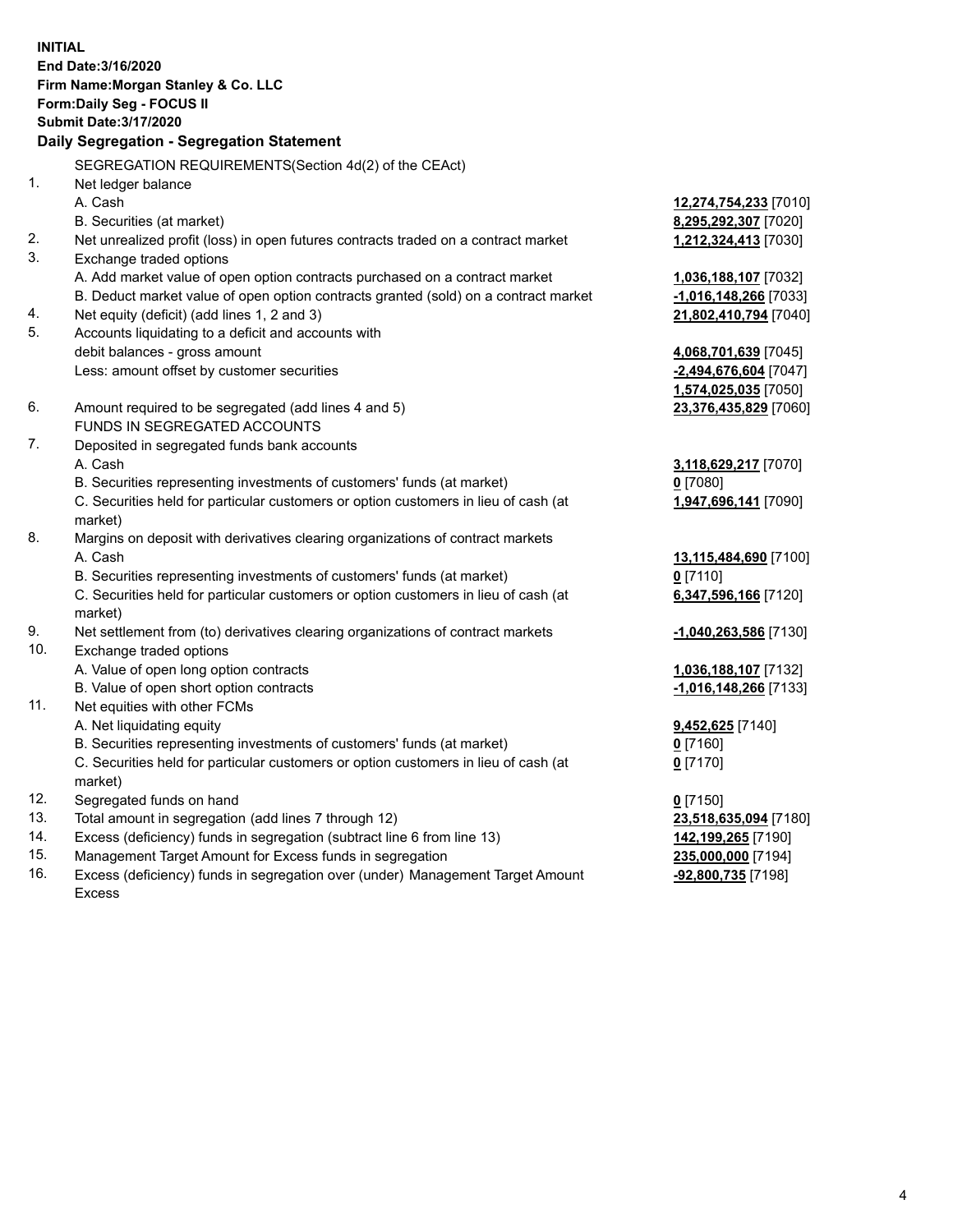**INITIAL**
**End Date:3/16/2020**
**Firm Name:Morgan Stanley & Co. LLC**
**Form:Daily Seg - FOCUS II**
**Submit Date:3/17/2020**

### Daily Segregation - Segregation Statement

| | | |
|---|---|---|
| | SEGREGATION REQUIREMENTS(Section 4d(2) of the CEAct) | |
| 1. | Net ledger balance | |
| | A. Cash | **12,274,754,233** [7010] |
| | B. Securities (at market) | **8,295,292,307** [7020] |
| 2. | Net unrealized profit (loss) in open futures contracts traded on a contract market | **1,212,324,413** [7030] |
| 3. | Exchange traded options | |
| | A. Add market value of open option contracts purchased on a contract market | **1,036,188,107** [7032] |
| | B. Deduct market value of open option contracts granted (sold) on a contract market | **-1,016,148,266** [7033] |
| 4. | Net equity (deficit) (add lines 1, 2 and 3) | **21,802,410,794** [7040] |
| 5. | Accounts liquidating to a deficit and accounts with | |
| | debit balances - gross amount | **4,068,701,639** [7045] |
| | Less: amount offset by customer securities | **-2,494,676,604** [7047] |
| | | **1,574,025,035** [7050] |
| 6. | Amount required to be segregated (add lines 4 and 5) | **23,376,435,829** [7060] |
| | FUNDS IN SEGREGATED ACCOUNTS | |
| 7. | Deposited in segregated funds bank accounts | |
| | A. Cash | **3,118,629,217** [7070] |
| | B. Securities representing investments of customers' funds (at market) | **0** [7080] |
| | C. Securities held for particular customers or option customers in lieu of cash (at market) | **1,947,696,141** [7090] |
| 8. | Margins on deposit with derivatives clearing organizations of contract markets | |
| | A. Cash | **13,115,484,690** [7100] |
| | B. Securities representing investments of customers' funds (at market) | **0** [7110] |
| | C. Securities held for particular customers or option customers in lieu of cash (at market) | **6,347,596,166** [7120] |
| 9. | Net settlement from (to) derivatives clearing organizations of contract markets | **-1,040,263,586** [7130] |
| 10. | Exchange traded options | |
| | A. Value of open long option contracts | **1,036,188,107** [7132] |
| | B. Value of open short option contracts | **-1,016,148,266** [7133] |
| 11. | Net equities with other FCMs | |
| | A. Net liquidating equity | **9,452,625** [7140] |
| | B. Securities representing investments of customers' funds (at market) | **0** [7160] |
| | C. Securities held for particular customers or option customers in lieu of cash (at market) | **0** [7170] |
| 12. | Segregated funds on hand | **0** [7150] |
| 13. | Total amount in segregation (add lines 7 through 12) | **23,518,635,094** [7180] |
| 14. | Excess (deficiency) funds in segregation (subtract line 6 from line 13) | **142,199,265** [7190] |
| 15. | Management Target Amount for Excess funds in segregation | **235,000,000** [7194] |
| 16. | Excess (deficiency) funds in segregation over (under) Management Target Amount Excess | **-92,800,735** [7198] |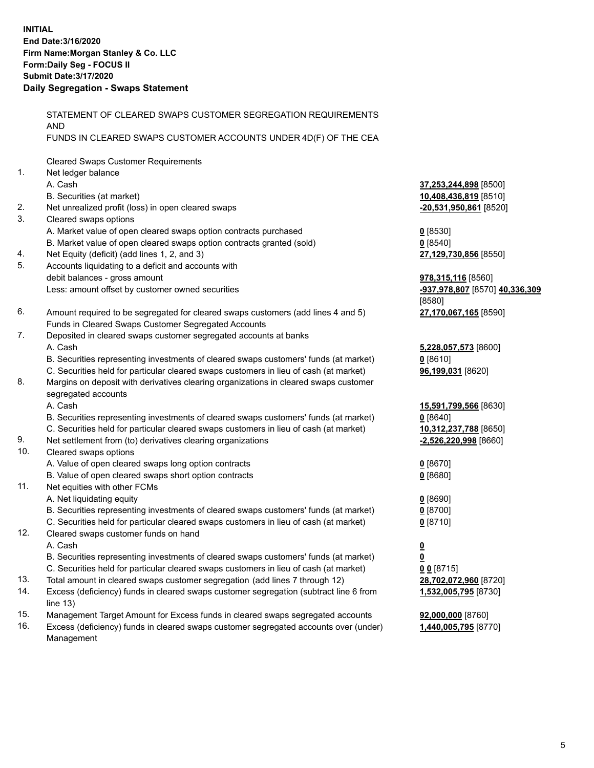**INITIAL**
**End Date:3/16/2020**
**Firm Name:Morgan Stanley & Co. LLC**
**Form:Daily Seg - FOCUS II**
**Submit Date:3/17/2020**
**Daily Segregation - Swaps Statement**

STATEMENT OF CLEARED SWAPS CUSTOMER SEGREGATION REQUIREMENTS AND
FUNDS IN CLEARED SWAPS CUSTOMER ACCOUNTS UNDER 4D(F) OF THE CEA

| | | |
|---|---|---|
| | Cleared Swaps Customer Requirements | |
| 1. | Net ledger balance | |
| | A. Cash | **37,253,244,898** [8500] |
| | B. Securities (at market) | **10,408,436,819** [8510] |
| 2. | Net unrealized profit (loss) in open cleared swaps | **-20,531,950,861** [8520] |
| 3. | Cleared swaps options | |
| | A. Market value of open cleared swaps option contracts purchased | **0** [8530] |
| | B. Market value of open cleared swaps option contracts granted (sold) | **0** [8540] |
| 4. | Net Equity (deficit) (add lines 1, 2, and 3) | **27,129,730,856** [8550] |
| 5. | Accounts liquidating to a deficit and accounts with | |
| | debit balances - gross amount | **978,315,116** [8560] |
| | Less: amount offset by customer owned securities | **-937,978,807** [8570] **40,336,309** [8580] |
| 6. | Amount required to be segregated for cleared swaps customers (add lines 4 and 5) | **27,170,067,165** [8590] |
| | Funds in Cleared Swaps Customer Segregated Accounts | |
| 7. | Deposited in cleared swaps customer segregated accounts at banks | |
| | A. Cash | **5,228,057,573** [8600] |
| | B. Securities representing investments of cleared swaps customers' funds (at market) | **0** [8610] |
| | C. Securities held for particular cleared swaps customers in lieu of cash (at market) | **96,199,031** [8620] |
| 8. | Margins on deposit with derivatives clearing organizations in cleared swaps customer segregated accounts | |
| | A. Cash | **15,591,799,566** [8630] |
| | B. Securities representing investments of cleared swaps customers' funds (at market) | **0** [8640] |
| | C. Securities held for particular cleared swaps customers in lieu of cash (at market) | **10,312,237,788** [8650] |
| 9. | Net settlement from (to) derivatives clearing organizations | **-2,526,220,998** [8660] |
| 10. | Cleared swaps options | |
| | A. Value of open cleared swaps long option contracts | **0** [8670] |
| | B. Value of open cleared swaps short option contracts | **0** [8680] |
| 11. | Net equities with other FCMs | |
| | A. Net liquidating equity | **0** [8690] |
| | B. Securities representing investments of cleared swaps customers' funds (at market) | **0** [8700] |
| | C. Securities held for particular cleared swaps customers in lieu of cash (at market) | **0** [8710] |
| 12. | Cleared swaps customer funds on hand | |
| | A. Cash | **0** |
| | B. Securities representing investments of cleared swaps customers' funds (at market) | **0** |
| | C. Securities held for particular cleared swaps customers in lieu of cash (at market) | **0** **0** [8715] |
| 13. | Total amount in cleared swaps customer segregation (add lines 7 through 12) | **28,702,072,960** [8720] |
| 14. | Excess (deficiency) funds in cleared swaps customer segregation (subtract line 6 from line 13) | **1,532,005,795** [8730] |
| 15. | Management Target Amount for Excess funds in cleared swaps segregated accounts | **92,000,000** [8760] |
| 16. | Excess (deficiency) funds in cleared swaps customer segregated accounts over (under) Management | **1,440,005,795** [8770] |